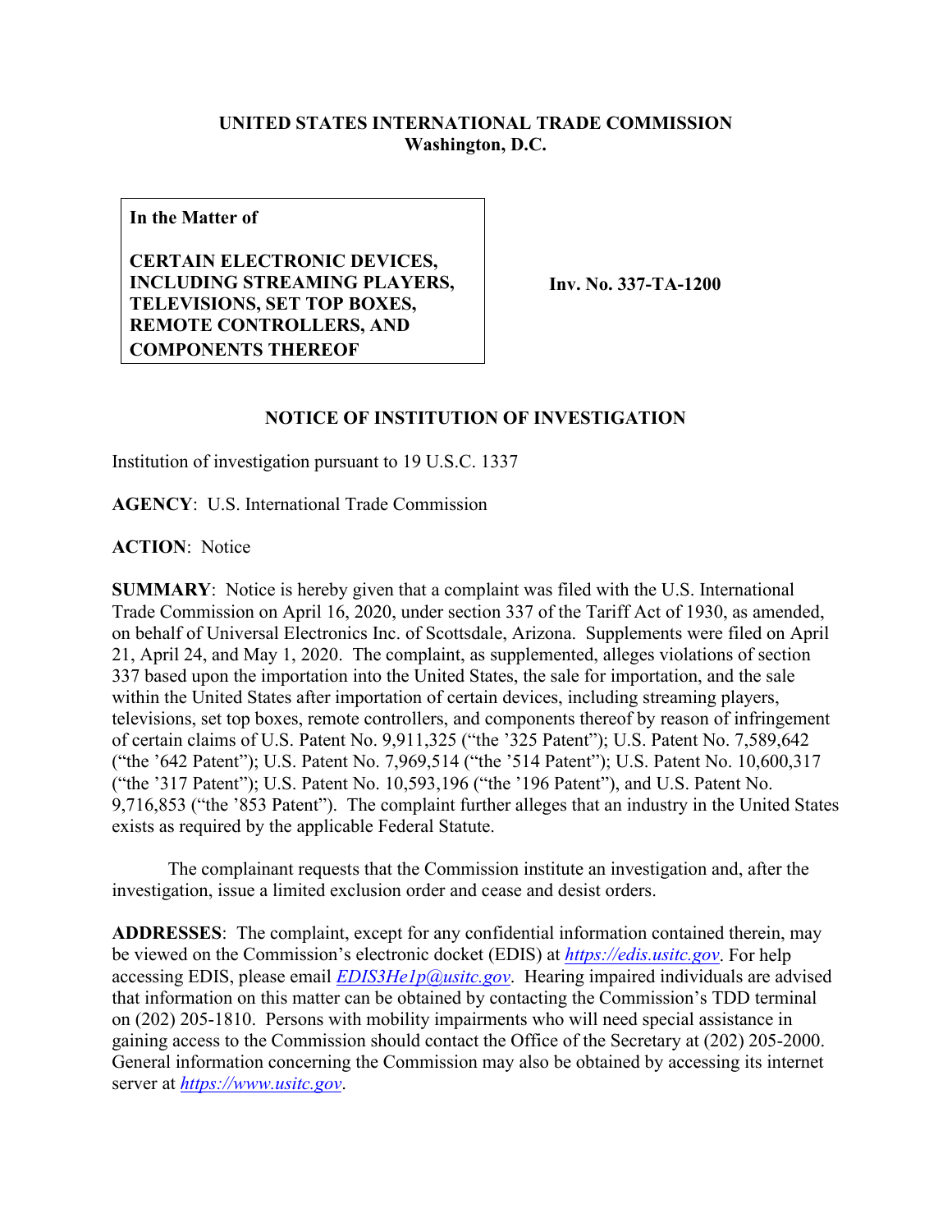**UNITED STATES INTERNATIONAL TRADE COMMISSION**
**Washington, D.C.**

| | |
|---|---|
| **In the Matter of**<br><br>**CERTAIN ELECTRONIC DEVICES, INCLUDING STREAMING PLAYERS, TELEVISIONS, SET TOP BOXES, REMOTE CONTROLLERS, AND COMPONENTS THEREOF** | **Inv. No. 337-TA-1200** |

## NOTICE OF INSTITUTION OF INVESTIGATION

Institution of investigation pursuant to 19 U.S.C. 1337

**AGENCY**: U.S. International Trade Commission

**ACTION**: Notice

**SUMMARY**: Notice is hereby given that a complaint was filed with the U.S. International Trade Commission on April 16, 2020, under section 337 of the Tariff Act of 1930, as amended, on behalf of Universal Electronics Inc. of Scottsdale, Arizona. Supplements were filed on April 21, April 24, and May 1, 2020. The complaint, as supplemented, alleges violations of section 337 based upon the importation into the United States, the sale for importation, and the sale within the United States after importation of certain devices, including streaming players, televisions, set top boxes, remote controllers, and components thereof by reason of infringement of certain claims of U.S. Patent No. 9,911,325 ("the '325 Patent"); U.S. Patent No. 7,589,642 ("the '642 Patent"); U.S. Patent No. 7,969,514 ("the '514 Patent"); U.S. Patent No. 10,600,317 ("the '317 Patent"); U.S. Patent No. 10,593,196 ("the '196 Patent"), and U.S. Patent No. 9,716,853 ("the '853 Patent"). The complaint further alleges that an industry in the United States exists as required by the applicable Federal Statute.

The complainant requests that the Commission institute an investigation and, after the investigation, issue a limited exclusion order and cease and desist orders.

**ADDRESSES**: The complaint, except for any confidential information contained therein, may be viewed on the Commission's electronic docket (EDIS) at *https://edis.usitc.gov*. For help accessing EDIS, please email *EDIS3He1p@usitc.gov*. Hearing impaired individuals are advised that information on this matter can be obtained by contacting the Commission's TDD terminal on (202) 205-1810. Persons with mobility impairments who will need special assistance in gaining access to the Commission should contact the Office of the Secretary at (202) 205-2000. General information concerning the Commission may also be obtained by accessing its internet server at *https://www.usitc.gov*.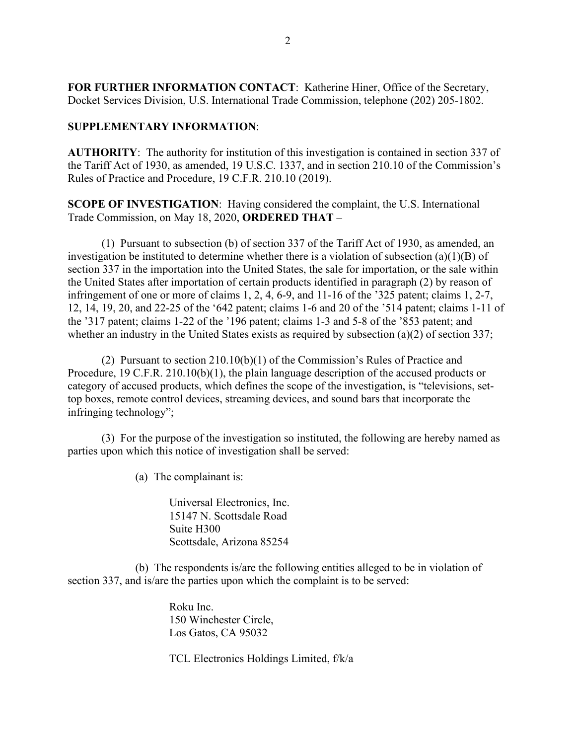**FOR FURTHER INFORMATION CONTACT**: Katherine Hiner, Office of the Secretary, Docket Services Division, U.S. International Trade Commission, telephone (202) 205-1802.

**SUPPLEMENTARY INFORMATION**:

**AUTHORITY**: The authority for institution of this investigation is contained in section 337 of the Tariff Act of 1930, as amended, 19 U.S.C. 1337, and in section 210.10 of the Commission's Rules of Practice and Procedure, 19 C.F.R. 210.10 (2019).

**SCOPE OF INVESTIGATION**: Having considered the complaint, the U.S. International Trade Commission, on May 18, 2020, **ORDERED THAT** –

(1) Pursuant to subsection (b) of section 337 of the Tariff Act of 1930, as amended, an investigation be instituted to determine whether there is a violation of subsection (a)(1)(B) of section 337 in the importation into the United States, the sale for importation, or the sale within the United States after importation of certain products identified in paragraph (2) by reason of infringement of one or more of claims 1, 2, 4, 6-9, and 11-16 of the '325 patent; claims 1, 2-7, 12, 14, 19, 20, and 22-25 of the '642 patent; claims 1-6 and 20 of the '514 patent; claims 1-11 of the '317 patent; claims 1-22 of the '196 patent; claims 1-3 and 5-8 of the '853 patent; and whether an industry in the United States exists as required by subsection (a)(2) of section 337;

(2) Pursuant to section 210.10(b)(1) of the Commission's Rules of Practice and Procedure, 19 C.F.R. 210.10(b)(1), the plain language description of the accused products or category of accused products, which defines the scope of the investigation, is "televisions, set-top boxes, remote control devices, streaming devices, and sound bars that incorporate the infringing technology";

(3) For the purpose of the investigation so instituted, the following are hereby named as parties upon which this notice of investigation shall be served:

(a) The complainant is:

Universal Electronics, Inc.
15147 N. Scottsdale Road
Suite H300
Scottsdale, Arizona 85254

(b) The respondents is/are the following entities alleged to be in violation of section 337, and is/are the parties upon which the complaint is to be served:

Roku Inc.
150 Winchester Circle,
Los Gatos, CA 95032

TCL Electronics Holdings Limited, f/k/a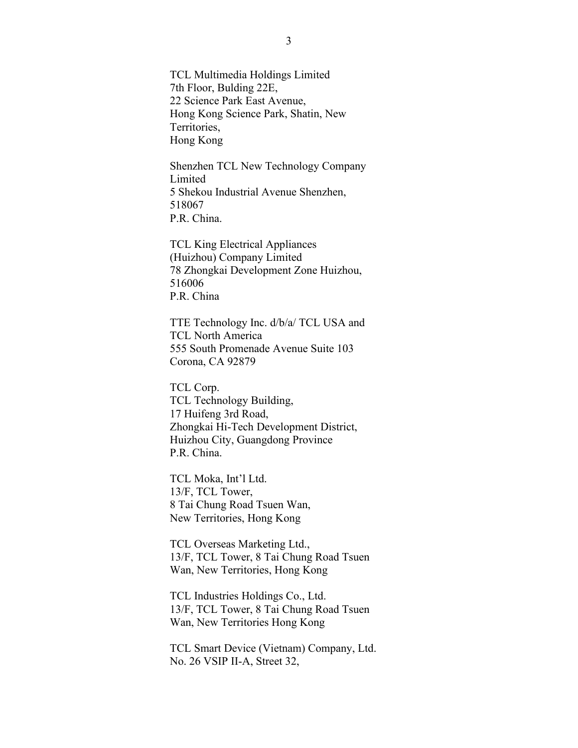TCL Multimedia Holdings Limited
7th Floor, Bulding 22E,
22 Science Park East Avenue,
Hong Kong Science Park, Shatin, New Territories,
Hong Kong

Shenzhen TCL New Technology Company Limited
5 Shekou Industrial Avenue Shenzhen, 518067
P.R. China.

TCL King Electrical Appliances (Huizhou) Company Limited
78 Zhongkai Development Zone Huizhou, 516006
P.R. China

TTE Technology Inc. d/b/a/ TCL USA and TCL North America
555 South Promenade Avenue Suite 103
Corona, CA 92879

TCL Corp.
TCL Technology Building,
17 Huifeng 3rd Road,
Zhongkai Hi-Tech Development District,
Huizhou City, Guangdong Province
P.R. China.

TCL Moka, Int'l Ltd.
13/F, TCL Tower,
8 Tai Chung Road Tsuen Wan,
New Territories, Hong Kong

TCL Overseas Marketing Ltd.,
13/F, TCL Tower, 8 Tai Chung Road Tsuen Wan, New Territories, Hong Kong

TCL Industries Holdings Co., Ltd.
13/F, TCL Tower, 8 Tai Chung Road Tsuen Wan, New Territories Hong Kong

TCL Smart Device (Vietnam) Company, Ltd.
No. 26 VSIP II-A, Street 32,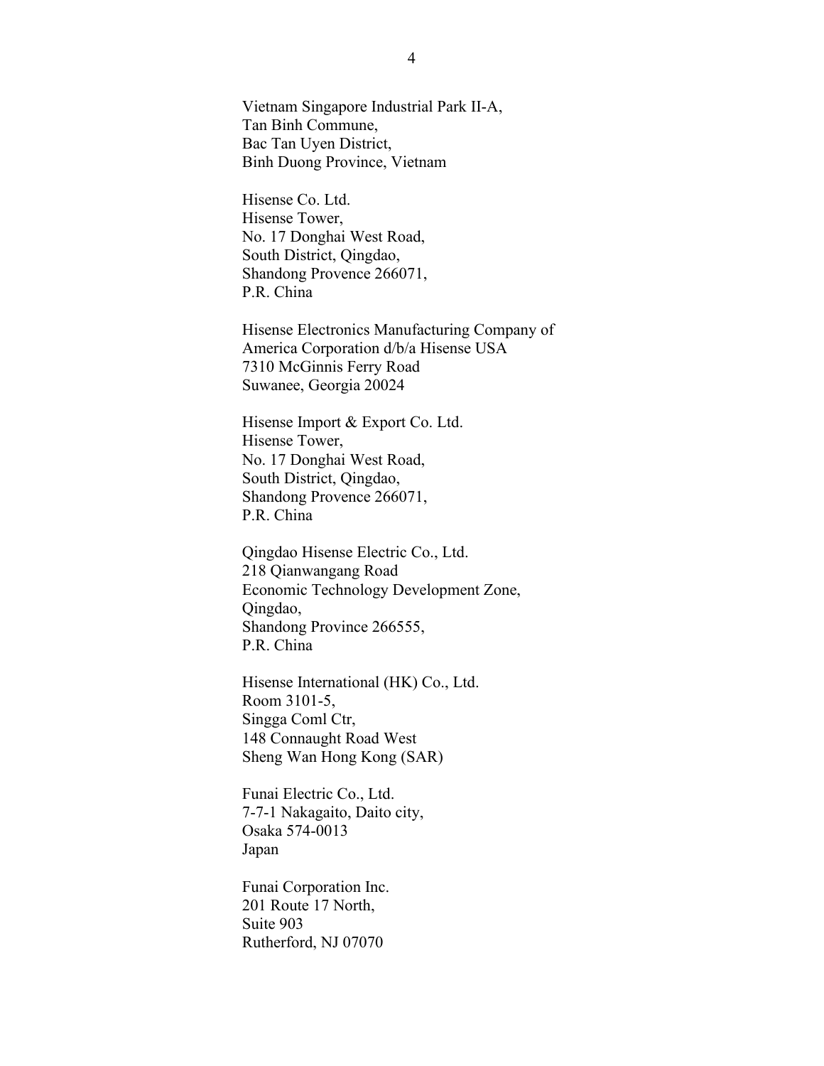Vietnam Singapore Industrial Park II-A,
Tan Binh Commune,
Bac Tan Uyen District,
Binh Duong Province, Vietnam

Hisense Co. Ltd.
Hisense Tower,
No. 17 Donghai West Road,
South District, Qingdao,
Shandong Provence 266071,
P.R. China

Hisense Electronics Manufacturing Company of
America Corporation d/b/a Hisense USA
7310 McGinnis Ferry Road
Suwanee, Georgia 20024

Hisense Import & Export Co. Ltd.
Hisense Tower,
No. 17 Donghai West Road,
South District, Qingdao,
Shandong Provence 266071,
P.R. China

Qingdao Hisense Electric Co., Ltd.
218 Qianwangang Road
Economic Technology Development Zone,
Qingdao,
Shandong Province 266555,
P.R. China

Hisense International (HK) Co., Ltd.
Room 3101-5,
Singga Coml Ctr,
148 Connaught Road West
Sheng Wan Hong Kong (SAR)

Funai Electric Co., Ltd.
7-7-1 Nakagaito, Daito city,
Osaka 574-0013
Japan

Funai Corporation Inc.
201 Route 17 North,
Suite 903
Rutherford, NJ 07070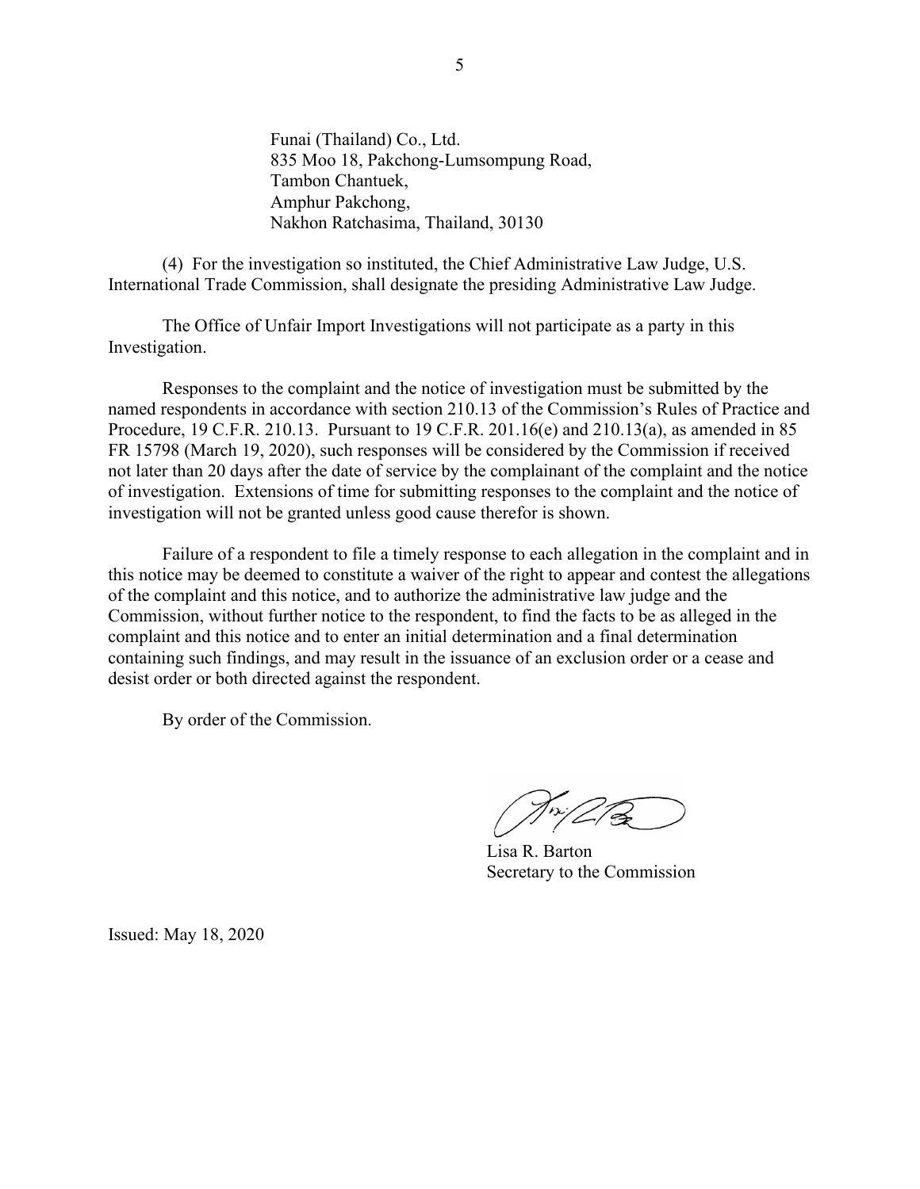Funai (Thailand) Co., Ltd.
835 Moo 18, Pakchong-Lumsompung Road,
Tambon Chantuek,
Amphur Pakchong,
Nakhon Ratchasima, Thailand, 30130

(4) For the investigation so instituted, the Chief Administrative Law Judge, U.S. International Trade Commission, shall designate the presiding Administrative Law Judge.

The Office of Unfair Import Investigations will not participate as a party in this Investigation.

Responses to the complaint and the notice of investigation must be submitted by the named respondents in accordance with section 210.13 of the Commission's Rules of Practice and Procedure, 19 C.F.R. 210.13. Pursuant to 19 C.F.R. 201.16(e) and 210.13(a), as amended in 85 FR 15798 (March 19, 2020), such responses will be considered by the Commission if received not later than 20 days after the date of service by the complainant of the complaint and the notice of investigation. Extensions of time for submitting responses to the complaint and the notice of investigation will not be granted unless good cause therefor is shown.

Failure of a respondent to file a timely response to each allegation in the complaint and in this notice may be deemed to constitute a waiver of the right to appear and contest the allegations of the complaint and this notice, and to authorize the administrative law judge and the Commission, without further notice to the respondent, to find the facts to be as alleged in the complaint and this notice and to enter an initial determination and a final determination containing such findings, and may result in the issuance of an exclusion order or a cease and desist order or both directed against the respondent.

By order of the Commission.

Lisa R. Barton
Secretary to the Commission

Issued: May 18, 2020